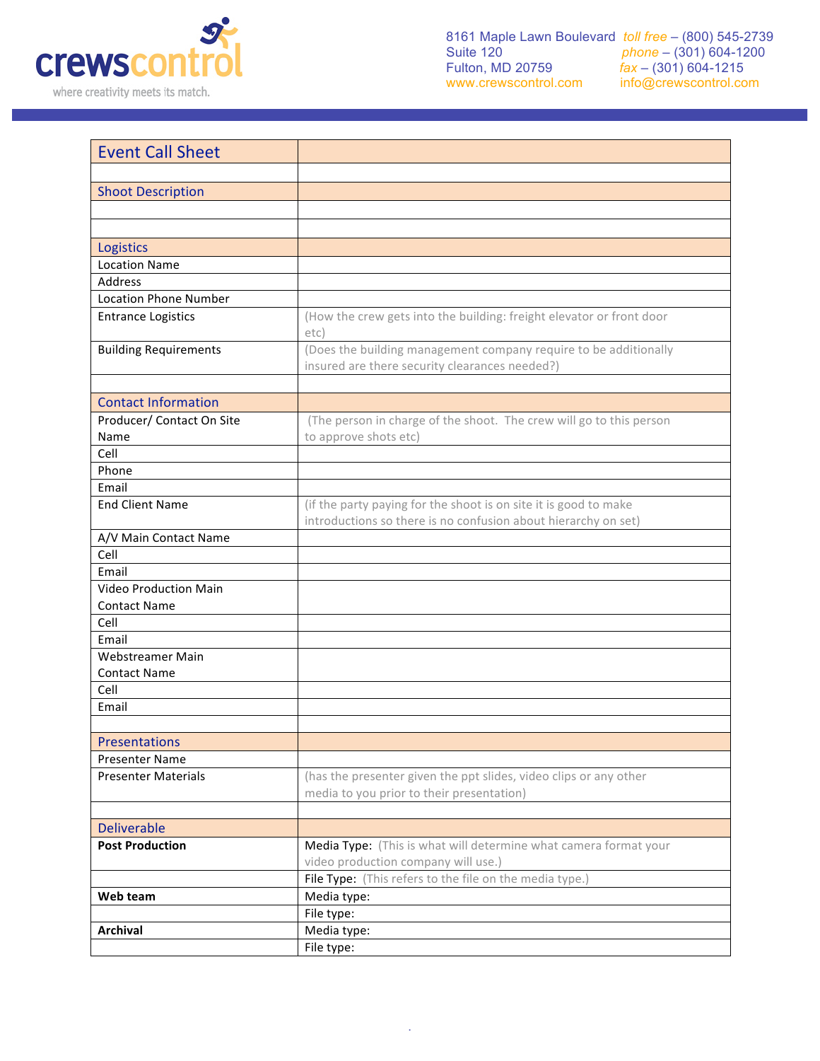**crewscontrol**
where creativity meets its match.

8161 Maple Lawn Boulevard
Suite 120
Fulton, MD 20759
www.crewscontrol.com

*toll free* – (800) 545-2739
*phone* – (301) 604-1200
*fax* – (301) 604-1215
info@crewscontrol.com

| Event Call Sheet | |
|---|---|
| | |
| **Shoot Description** | |
| | |
| | |
| **Logistics** | |
| Location Name | |
| Address | |
| Location Phone Number | |
| Entrance Logistics | (How the crew gets into the building: freight elevator or front door etc) |
| Building Requirements | (Does the building management company require to be additionally insured are there security clearances needed?) |
| | |
| **Contact Information** | |
| Producer/ Contact On Site Name | (The person in charge of the shoot. The crew will go to this person to approve shots etc) |
| Cell | |
| Phone | |
| Email | |
| End Client Name | (if the party paying for the shoot is on site it is good to make introductions so there is no confusion about hierarchy on set) |
| A/V Main Contact Name | |
| Cell | |
| Email | |
| Video Production Main Contact Name | |
| Cell | |
| Email | |
| Webstreamer Main Contact Name | |
| Cell | |
| Email | |
| | |
| **Presentations** | |
| Presenter Name | |
| Presenter Materials | (has the presenter given the ppt slides, video clips or any other media to you prior to their presentation) |
| | |
| **Deliverable** | |
| **Post Production** | Media Type: (This is what will determine what camera format your video production company will use.) |
| | File Type: (This refers to the file on the media type.) |
| **Web team** | Media type: |
| | File type: |
| **Archival** | Media type: |
| | File type: |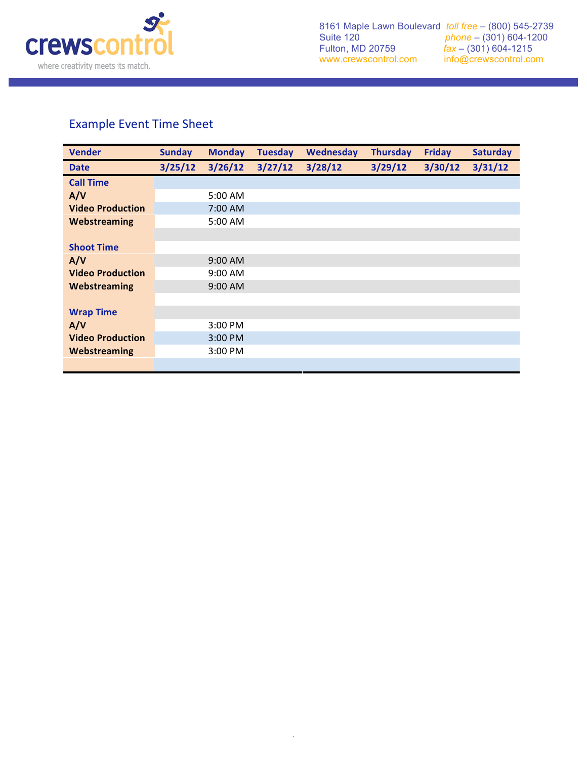crewscontrol
where creativity meets its match.

8161 Maple Lawn Boulevard
Suite 120
Fulton, MD 20759
www.crewscontrol.com

*toll free* – (800) 545-2739
*phone* – (301) 604-1200
*fax* – (301) 604-1215
info@crewscontrol.com

## Example Event Time Sheet

| Vender | Sunday | Monday | Tuesday | Wednesday | Thursday | Friday | Saturday |
|---|---|---|---|---|---|---|---|
| **Date** | **3/25/12** | **3/26/12** | **3/27/12** | **3/28/12** | **3/29/12** | **3/30/12** | **3/31/12** |
| **Call Time** | | | | | | | |
| **A/V** | | 5:00 AM | | | | | |
| **Video Production** | | 7:00 AM | | | | | |
| **Webstreaming** | | 5:00 AM | | | | | |
| | | | | | | | |
| **Shoot Time** | | | | | | | |
| **A/V** | | 9:00 AM | | | | | |
| **Video Production** | | 9:00 AM | | | | | |
| **Webstreaming** | | 9:00 AM | | | | | |
| | | | | | | | |
| **Wrap Time** | | | | | | | |
| **A/V** | | 3:00 PM | | | | | |
| **Video Production** | | 3:00 PM | | | | | |
| **Webstreaming** | | 3:00 PM | | | | | |
| | | | | | | | |